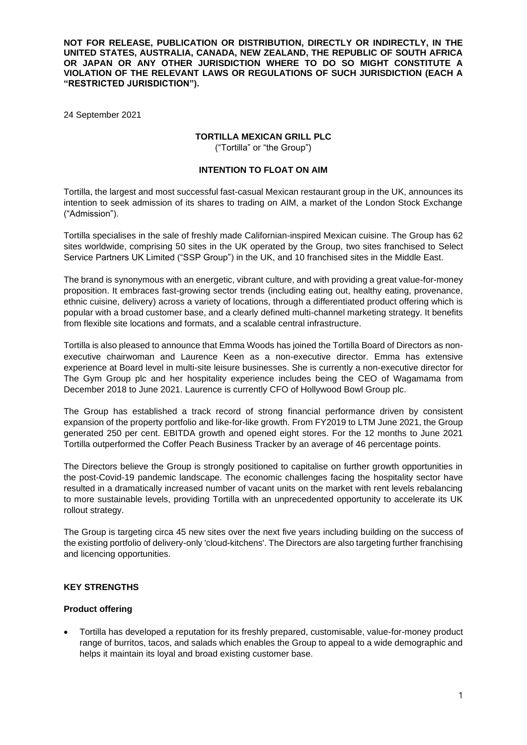**NOT FOR RELEASE, PUBLICATION OR DISTRIBUTION, DIRECTLY OR INDIRECTLY, IN THE UNITED STATES, AUSTRALIA, CANADA, NEW ZEALAND, THE REPUBLIC OF SOUTH AFRICA OR JAPAN OR ANY OTHER JURISDICTION WHERE TO DO SO MIGHT CONSTITUTE A VIOLATION OF THE RELEVANT LAWS OR REGULATIONS OF SUCH JURISDICTION (EACH A "RESTRICTED JURISDICTION").**

24 September 2021

# TORTILLA MEXICAN GRILL PLC

("Tortilla" or "the Group")

## INTENTION TO FLOAT ON AIM

Tortilla, the largest and most successful fast-casual Mexican restaurant group in the UK, announces its intention to seek admission of its shares to trading on AIM, a market of the London Stock Exchange ("Admission").

Tortilla specialises in the sale of freshly made Californian-inspired Mexican cuisine. The Group has 62 sites worldwide, comprising 50 sites in the UK operated by the Group, two sites franchised to Select Service Partners UK Limited ("SSP Group") in the UK, and 10 franchised sites in the Middle East.

The brand is synonymous with an energetic, vibrant culture, and with providing a great value-for-money proposition. It embraces fast-growing sector trends (including eating out, healthy eating, provenance, ethnic cuisine, delivery) across a variety of locations, through a differentiated product offering which is popular with a broad customer base, and a clearly defined multi-channel marketing strategy. It benefits from flexible site locations and formats, and a scalable central infrastructure.

Tortilla is also pleased to announce that Emma Woods has joined the Tortilla Board of Directors as non-executive chairwoman and Laurence Keen as a non-executive director. Emma has extensive experience at Board level in multi-site leisure businesses. She is currently a non-executive director for The Gym Group plc and her hospitality experience includes being the CEO of Wagamama from December 2018 to June 2021. Laurence is currently CFO of Hollywood Bowl Group plc.

The Group has established a track record of strong financial performance driven by consistent expansion of the property portfolio and like-for-like growth. From FY2019 to LTM June 2021, the Group generated 250 per cent. EBITDA growth and opened eight stores. For the 12 months to June 2021 Tortilla outperformed the Coffer Peach Business Tracker by an average of 46 percentage points.

The Directors believe the Group is strongly positioned to capitalise on further growth opportunities in the post-Covid-19 pandemic landscape. The economic challenges facing the hospitality sector have resulted in a dramatically increased number of vacant units on the market with rent levels rebalancing to more sustainable levels, providing Tortilla with an unprecedented opportunity to accelerate its UK rollout strategy.

The Group is targeting circa 45 new sites over the next five years including building on the success of the existing portfolio of delivery-only 'cloud-kitchens'. The Directors are also targeting further franchising and licencing opportunities.

## KEY STRENGTHS

### Product offering

- Tortilla has developed a reputation for its freshly prepared, customisable, value-for-money product range of burritos, tacos, and salads which enables the Group to appeal to a wide demographic and helps it maintain its loyal and broad existing customer base.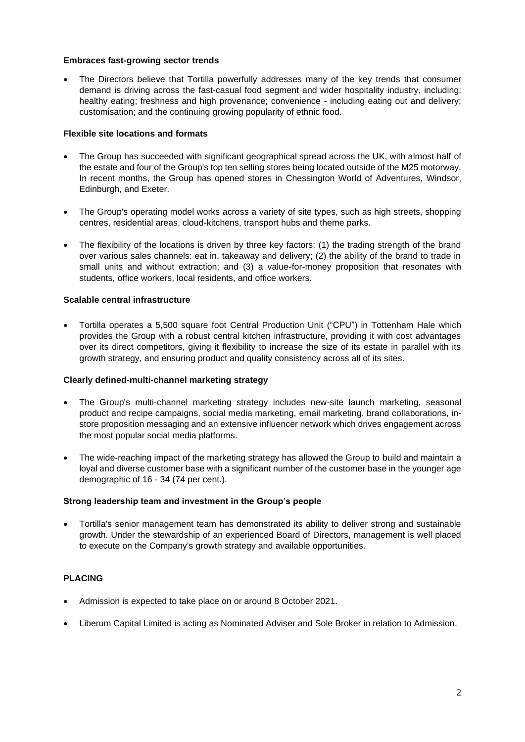**Embraces fast-growing sector trends**

- The Directors believe that Tortilla powerfully addresses many of the key trends that consumer demand is driving across the fast-casual food segment and wider hospitality industry, including: healthy eating; freshness and high provenance; convenience - including eating out and delivery; customisation; and the continuing growing popularity of ethnic food.

**Flexible site locations and formats**

- The Group has succeeded with significant geographical spread across the UK, with almost half of the estate and four of the Group's top ten selling stores being located outside of the M25 motorway. In recent months, the Group has opened stores in Chessington World of Adventures, Windsor, Edinburgh, and Exeter.
- The Group's operating model works across a variety of site types, such as high streets, shopping centres, residential areas, cloud-kitchens, transport hubs and theme parks.
- The flexibility of the locations is driven by three key factors: (1) the trading strength of the brand over various sales channels: eat in, takeaway and delivery; (2) the ability of the brand to trade in small units and without extraction; and (3) a value-for-money proposition that resonates with students, office workers, local residents, and office workers.

**Scalable central infrastructure**

- Tortilla operates a 5,500 square foot Central Production Unit ("CPU") in Tottenham Hale which provides the Group with a robust central kitchen infrastructure, providing it with cost advantages over its direct competitors, giving it flexibility to increase the size of its estate in parallel with its growth strategy, and ensuring product and quality consistency across all of its sites.

**Clearly defined-multi-channel marketing strategy**

- The Group's multi-channel marketing strategy includes new-site launch marketing, seasonal product and recipe campaigns, social media marketing, email marketing, brand collaborations, in-store proposition messaging and an extensive influencer network which drives engagement across the most popular social media platforms.
- The wide-reaching impact of the marketing strategy has allowed the Group to build and maintain a loyal and diverse customer base with a significant number of the customer base in the younger age demographic of 16 - 34 (74 per cent.).

**Strong leadership team and investment in the Group's people**

- Tortilla's senior management team has demonstrated its ability to deliver strong and sustainable growth. Under the stewardship of an experienced Board of Directors, management is well placed to execute on the Company's growth strategy and available opportunities.

**PLACING**

- Admission is expected to take place on or around 8 October 2021.
- Liberum Capital Limited is acting as Nominated Adviser and Sole Broker in relation to Admission.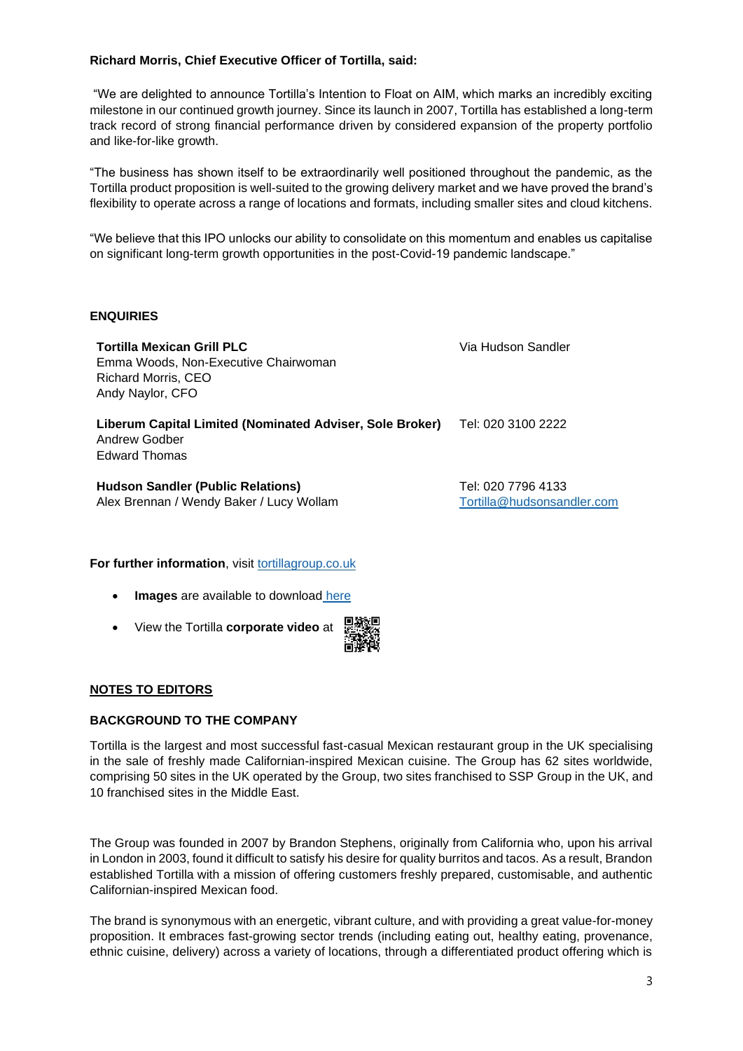**Richard Morris, Chief Executive Officer of Tortilla, said:**

"We are delighted to announce Tortilla's Intention to Float on AIM, which marks an incredibly exciting milestone in our continued growth journey. Since its launch in 2007, Tortilla has established a long-term track record of strong financial performance driven by considered expansion of the property portfolio and like-for-like growth.

"The business has shown itself to be extraordinarily well positioned throughout the pandemic, as the Tortilla product proposition is well-suited to the growing delivery market and we have proved the brand's flexibility to operate across a range of locations and formats, including smaller sites and cloud kitchens.

"We believe that this IPO unlocks our ability to consolidate on this momentum and enables us capitalise on significant long-term growth opportunities in the post-Covid-19 pandemic landscape."

**ENQUIRIES**

| | |
|---|---|
| **Tortilla Mexican Grill PLC**<br>Emma Woods, Non-Executive Chairwoman<br>Richard Morris, CEO<br>Andy Naylor, CFO | Via Hudson Sandler |
| **Liberum Capital Limited (Nominated Adviser, Sole Broker)**<br>Andrew Godber<br>Edward Thomas | Tel: 020 3100 2222 |
| **Hudson Sandler (Public Relations)**<br>Alex Brennan / Wendy Baker / Lucy Wollam | Tel: 020 7796 4133<br>Tortilla@hudsonsandler.com |

**For further information**, visit tortillagroup.co.uk

- **Images** are available to download here
- View the Tortilla **corporate video** at

**NOTES TO EDITORS**

**BACKGROUND TO THE COMPANY**

Tortilla is the largest and most successful fast-casual Mexican restaurant group in the UK specialising in the sale of freshly made Californian-inspired Mexican cuisine. The Group has 62 sites worldwide, comprising 50 sites in the UK operated by the Group, two sites franchised to SSP Group in the UK, and 10 franchised sites in the Middle East.

The Group was founded in 2007 by Brandon Stephens, originally from California who, upon his arrival in London in 2003, found it difficult to satisfy his desire for quality burritos and tacos. As a result, Brandon established Tortilla with a mission of offering customers freshly prepared, customisable, and authentic Californian-inspired Mexican food.

The brand is synonymous with an energetic, vibrant culture, and with providing a great value-for-money proposition. It embraces fast-growing sector trends (including eating out, healthy eating, provenance, ethnic cuisine, delivery) across a variety of locations, through a differentiated product offering which is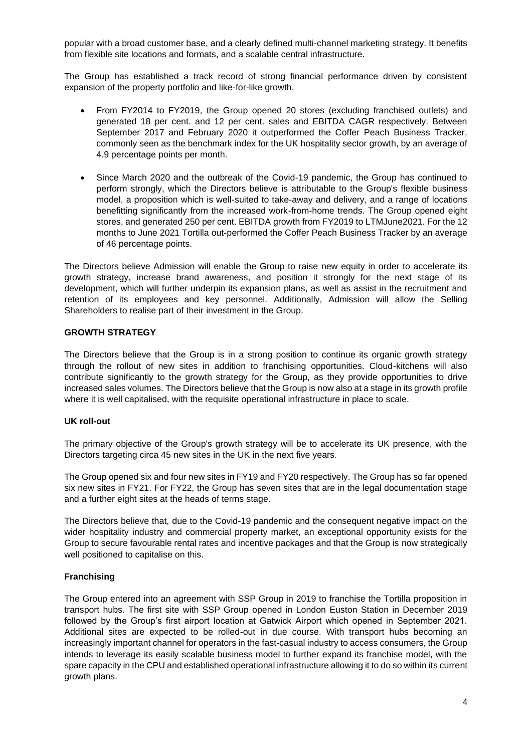popular with a broad customer base, and a clearly defined multi-channel marketing strategy. It benefits from flexible site locations and formats, and a scalable central infrastructure.

The Group has established a track record of strong financial performance driven by consistent expansion of the property portfolio and like-for-like growth.

- From FY2014 to FY2019, the Group opened 20 stores (excluding franchised outlets) and generated 18 per cent. and 12 per cent. sales and EBITDA CAGR respectively. Between September 2017 and February 2020 it outperformed the Coffer Peach Business Tracker, commonly seen as the benchmark index for the UK hospitality sector growth, by an average of 4.9 percentage points per month.
- Since March 2020 and the outbreak of the Covid-19 pandemic, the Group has continued to perform strongly, which the Directors believe is attributable to the Group's flexible business model, a proposition which is well-suited to take-away and delivery, and a range of locations benefitting significantly from the increased work-from-home trends. The Group opened eight stores, and generated 250 per cent. EBITDA growth from FY2019 to LTMJune2021. For the 12 months to June 2021 Tortilla out-performed the Coffer Peach Business Tracker by an average of 46 percentage points.

The Directors believe Admission will enable the Group to raise new equity in order to accelerate its growth strategy, increase brand awareness, and position it strongly for the next stage of its development, which will further underpin its expansion plans, as well as assist in the recruitment and retention of its employees and key personnel. Additionally, Admission will allow the Selling Shareholders to realise part of their investment in the Group.

## GROWTH STRATEGY

The Directors believe that the Group is in a strong position to continue its organic growth strategy through the rollout of new sites in addition to franchising opportunities. Cloud-kitchens will also contribute significantly to the growth strategy for the Group, as they provide opportunities to drive increased sales volumes. The Directors believe that the Group is now also at a stage in its growth profile where it is well capitalised, with the requisite operational infrastructure in place to scale.

### UK roll-out

The primary objective of the Group's growth strategy will be to accelerate its UK presence, with the Directors targeting circa 45 new sites in the UK in the next five years.

The Group opened six and four new sites in FY19 and FY20 respectively. The Group has so far opened six new sites in FY21. For FY22, the Group has seven sites that are in the legal documentation stage and a further eight sites at the heads of terms stage.

The Directors believe that, due to the Covid-19 pandemic and the consequent negative impact on the wider hospitality industry and commercial property market, an exceptional opportunity exists for the Group to secure favourable rental rates and incentive packages and that the Group is now strategically well positioned to capitalise on this.

### Franchising

The Group entered into an agreement with SSP Group in 2019 to franchise the Tortilla proposition in transport hubs. The first site with SSP Group opened in London Euston Station in December 2019 followed by the Group's first airport location at Gatwick Airport which opened in September 2021. Additional sites are expected to be rolled-out in due course. With transport hubs becoming an increasingly important channel for operators in the fast-casual industry to access consumers, the Group intends to leverage its easily scalable business model to further expand its franchise model, with the spare capacity in the CPU and established operational infrastructure allowing it to do so within its current growth plans.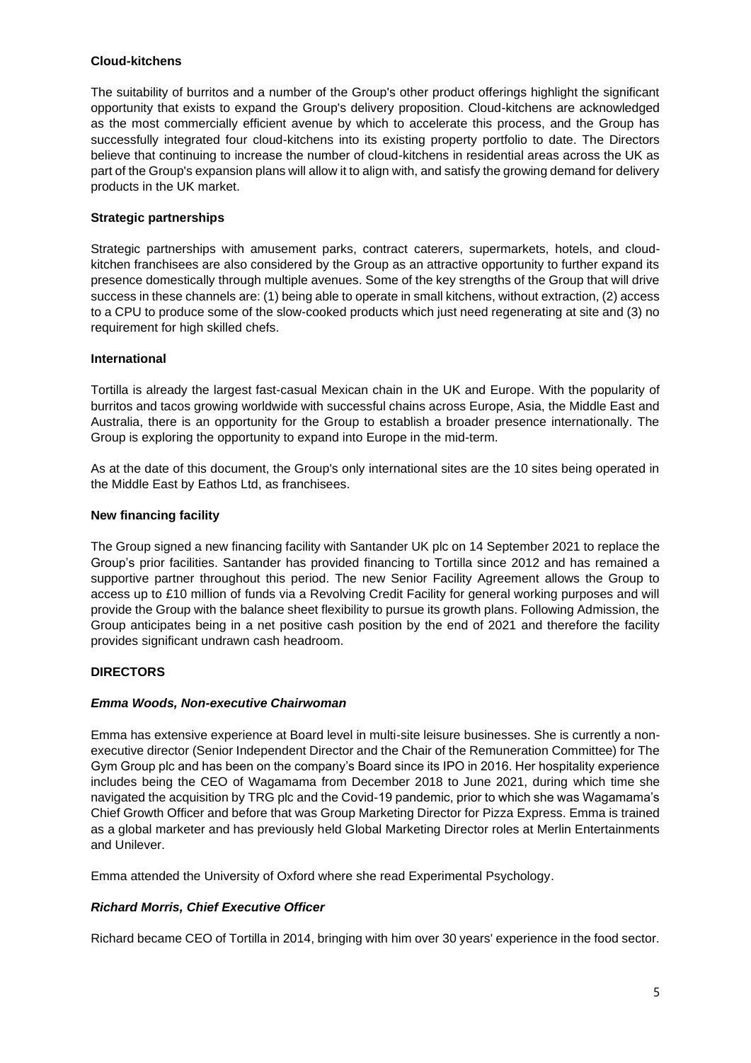**Cloud-kitchens**

The suitability of burritos and a number of the Group's other product offerings highlight the significant opportunity that exists to expand the Group's delivery proposition. Cloud-kitchens are acknowledged as the most commercially efficient avenue by which to accelerate this process, and the Group has successfully integrated four cloud-kitchens into its existing property portfolio to date. The Directors believe that continuing to increase the number of cloud-kitchens in residential areas across the UK as part of the Group's expansion plans will allow it to align with, and satisfy the growing demand for delivery products in the UK market.

**Strategic partnerships**

Strategic partnerships with amusement parks, contract caterers, supermarkets, hotels, and cloud-kitchen franchisees are also considered by the Group as an attractive opportunity to further expand its presence domestically through multiple avenues. Some of the key strengths of the Group that will drive success in these channels are: (1) being able to operate in small kitchens, without extraction, (2) access to a CPU to produce some of the slow-cooked products which just need regenerating at site and (3) no requirement for high skilled chefs.

**International**

Tortilla is already the largest fast-casual Mexican chain in the UK and Europe. With the popularity of burritos and tacos growing worldwide with successful chains across Europe, Asia, the Middle East and Australia, there is an opportunity for the Group to establish a broader presence internationally. The Group is exploring the opportunity to expand into Europe in the mid-term.

As at the date of this document, the Group's only international sites are the 10 sites being operated in the Middle East by Eathos Ltd, as franchisees.

**New financing facility**

The Group signed a new financing facility with Santander UK plc on 14 September 2021 to replace the Group's prior facilities. Santander has provided financing to Tortilla since 2012 and has remained a supportive partner throughout this period. The new Senior Facility Agreement allows the Group to access up to £10 million of funds via a Revolving Credit Facility for general working purposes and will provide the Group with the balance sheet flexibility to pursue its growth plans. Following Admission, the Group anticipates being in a net positive cash position by the end of 2021 and therefore the facility provides significant undrawn cash headroom.

**DIRECTORS**

***Emma Woods, Non-executive Chairwoman***

Emma has extensive experience at Board level in multi-site leisure businesses. She is currently a non-executive director (Senior Independent Director and the Chair of the Remuneration Committee) for The Gym Group plc and has been on the company's Board since its IPO in 2016. Her hospitality experience includes being the CEO of Wagamama from December 2018 to June 2021, during which time she navigated the acquisition by TRG plc and the Covid-19 pandemic, prior to which she was Wagamama's Chief Growth Officer and before that was Group Marketing Director for Pizza Express. Emma is trained as a global marketer and has previously held Global Marketing Director roles at Merlin Entertainments and Unilever.

Emma attended the University of Oxford where she read Experimental Psychology.

***Richard Morris, Chief Executive Officer***

Richard became CEO of Tortilla in 2014, bringing with him over 30 years' experience in the food sector.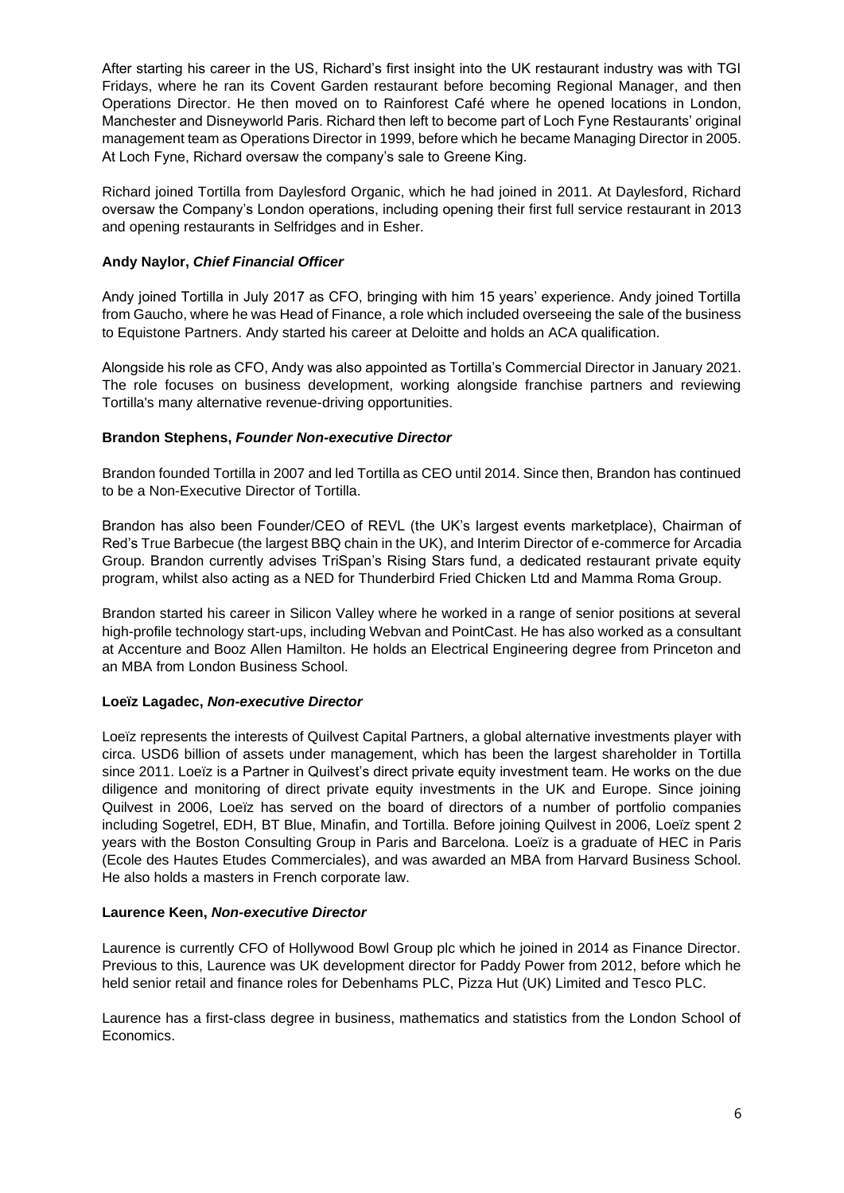After starting his career in the US, Richard's first insight into the UK restaurant industry was with TGI Fridays, where he ran its Covent Garden restaurant before becoming Regional Manager, and then Operations Director. He then moved on to Rainforest Café where he opened locations in London, Manchester and Disneyworld Paris. Richard then left to become part of Loch Fyne Restaurants' original management team as Operations Director in 1999, before which he became Managing Director in 2005. At Loch Fyne, Richard oversaw the company's sale to Greene King.

Richard joined Tortilla from Daylesford Organic, which he had joined in 2011. At Daylesford, Richard oversaw the Company's London operations, including opening their first full service restaurant in 2013 and opening restaurants in Selfridges and in Esher.

**Andy Naylor, *Chief Financial Officer***

Andy joined Tortilla in July 2017 as CFO, bringing with him 15 years' experience. Andy joined Tortilla from Gaucho, where he was Head of Finance, a role which included overseeing the sale of the business to Equistone Partners. Andy started his career at Deloitte and holds an ACA qualification.

Alongside his role as CFO, Andy was also appointed as Tortilla's Commercial Director in January 2021. The role focuses on business development, working alongside franchise partners and reviewing Tortilla's many alternative revenue-driving opportunities.

**Brandon Stephens, *Founder Non-executive Director***

Brandon founded Tortilla in 2007 and led Tortilla as CEO until 2014. Since then, Brandon has continued to be a Non-Executive Director of Tortilla.

Brandon has also been Founder/CEO of REVL (the UK's largest events marketplace), Chairman of Red's True Barbecue (the largest BBQ chain in the UK), and Interim Director of e-commerce for Arcadia Group. Brandon currently advises TriSpan's Rising Stars fund, a dedicated restaurant private equity program, whilst also acting as a NED for Thunderbird Fried Chicken Ltd and Mamma Roma Group.

Brandon started his career in Silicon Valley where he worked in a range of senior positions at several high-profile technology start-ups, including Webvan and PointCast. He has also worked as a consultant at Accenture and Booz Allen Hamilton. He holds an Electrical Engineering degree from Princeton and an MBA from London Business School.

**Loëz Lagadec, *Non-executive Director***

Loëz represents the interests of Quilvest Capital Partners, a global alternative investments player with circa. USD6 billion of assets under management, which has been the largest shareholder in Tortilla since 2011. Loëz is a Partner in Quilvest's direct private equity investment team. He works on the due diligence and monitoring of direct private equity investments in the UK and Europe. Since joining Quilvest in 2006, Loëz has served on the board of directors of a number of portfolio companies including Sogetrel, EDH, BT Blue, Minafin, and Tortilla. Before joining Quilvest in 2006, Loëz spent 2 years with the Boston Consulting Group in Paris and Barcelona. Loëz is a graduate of HEC in Paris (Ecole des Hautes Etudes Commerciales), and was awarded an MBA from Harvard Business School. He also holds a masters in French corporate law.

**Laurence Keen, *Non-executive Director***

Laurence is currently CFO of Hollywood Bowl Group plc which he joined in 2014 as Finance Director. Previous to this, Laurence was UK development director for Paddy Power from 2012, before which he held senior retail and finance roles for Debenhams PLC, Pizza Hut (UK) Limited and Tesco PLC.

Laurence has a first-class degree in business, mathematics and statistics from the London School of Economics.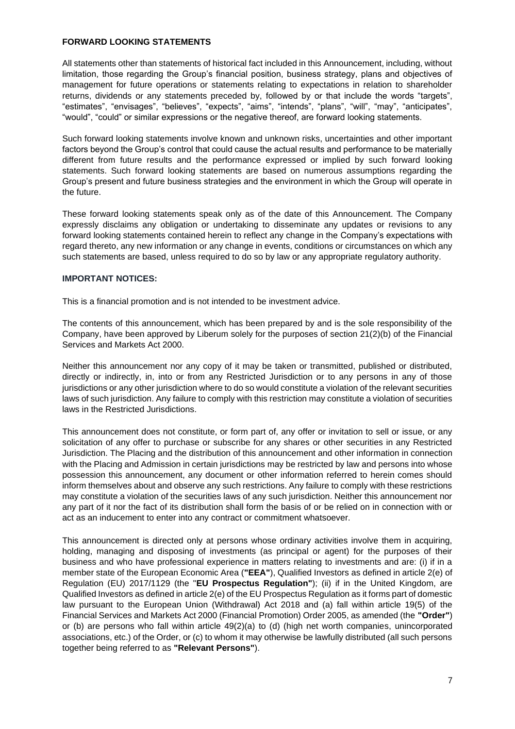**FORWARD LOOKING STATEMENTS**

All statements other than statements of historical fact included in this Announcement, including, without limitation, those regarding the Group's financial position, business strategy, plans and objectives of management for future operations or statements relating to expectations in relation to shareholder returns, dividends or any statements preceded by, followed by or that include the words "targets", "estimates", "envisages", "believes", "expects", "aims", "intends", "plans", "will", "may", "anticipates", "would", "could" or similar expressions or the negative thereof, are forward looking statements.

Such forward looking statements involve known and unknown risks, uncertainties and other important factors beyond the Group's control that could cause the actual results and performance to be materially different from future results and the performance expressed or implied by such forward looking statements. Such forward looking statements are based on numerous assumptions regarding the Group's present and future business strategies and the environment in which the Group will operate in the future.

These forward looking statements speak only as of the date of this Announcement. The Company expressly disclaims any obligation or undertaking to disseminate any updates or revisions to any forward looking statements contained herein to reflect any change in the Company's expectations with regard thereto, any new information or any change in events, conditions or circumstances on which any such statements are based, unless required to do so by law or any appropriate regulatory authority.

**IMPORTANT NOTICES:**

This is a financial promotion and is not intended to be investment advice.

The contents of this announcement, which has been prepared by and is the sole responsibility of the Company, have been approved by Liberum solely for the purposes of section 21(2)(b) of the Financial Services and Markets Act 2000.

Neither this announcement nor any copy of it may be taken or transmitted, published or distributed, directly or indirectly, in, into or from any Restricted Jurisdiction or to any persons in any of those jurisdictions or any other jurisdiction where to do so would constitute a violation of the relevant securities laws of such jurisdiction. Any failure to comply with this restriction may constitute a violation of securities laws in the Restricted Jurisdictions.

This announcement does not constitute, or form part of, any offer or invitation to sell or issue, or any solicitation of any offer to purchase or subscribe for any shares or other securities in any Restricted Jurisdiction. The Placing and the distribution of this announcement and other information in connection with the Placing and Admission in certain jurisdictions may be restricted by law and persons into whose possession this announcement, any document or other information referred to herein comes should inform themselves about and observe any such restrictions. Any failure to comply with these restrictions may constitute a violation of the securities laws of any such jurisdiction. Neither this announcement nor any part of it nor the fact of its distribution shall form the basis of or be relied on in connection with or act as an inducement to enter into any contract or commitment whatsoever.

This announcement is directed only at persons whose ordinary activities involve them in acquiring, holding, managing and disposing of investments (as principal or agent) for the purposes of their business and who have professional experience in matters relating to investments and are: (i) if in a member state of the European Economic Area (**"EEA"**), Qualified Investors as defined in article 2(e) of Regulation (EU) 2017/1129 (the "**EU Prospectus Regulation"**); (ii) if in the United Kingdom, are Qualified Investors as defined in article 2(e) of the EU Prospectus Regulation as it forms part of domestic law pursuant to the European Union (Withdrawal) Act 2018 and (a) fall within article 19(5) of the Financial Services and Markets Act 2000 (Financial Promotion) Order 2005, as amended (the **"Order"**) or (b) are persons who fall within article 49(2)(a) to (d) (high net worth companies, unincorporated associations, etc.) of the Order, or (c) to whom it may otherwise be lawfully distributed (all such persons together being referred to as **"Relevant Persons"**).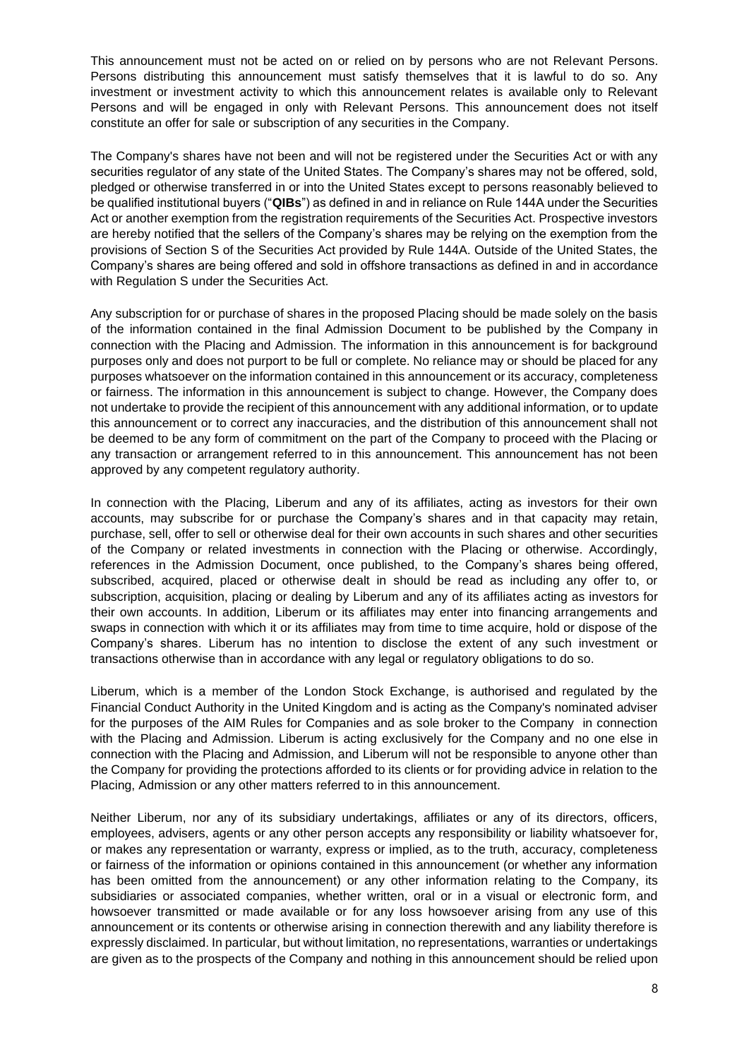This announcement must not be acted on or relied on by persons who are not Relevant Persons. Persons distributing this announcement must satisfy themselves that it is lawful to do so. Any investment or investment activity to which this announcement relates is available only to Relevant Persons and will be engaged in only with Relevant Persons. This announcement does not itself constitute an offer for sale or subscription of any securities in the Company.

The Company's shares have not been and will not be registered under the Securities Act or with any securities regulator of any state of the United States. The Company's shares may not be offered, sold, pledged or otherwise transferred in or into the United States except to persons reasonably believed to be qualified institutional buyers ("**QIBs**") as defined in and in reliance on Rule 144A under the Securities Act or another exemption from the registration requirements of the Securities Act. Prospective investors are hereby notified that the sellers of the Company's shares may be relying on the exemption from the provisions of Section S of the Securities Act provided by Rule 144A. Outside of the United States, the Company's shares are being offered and sold in offshore transactions as defined in and in accordance with Regulation S under the Securities Act.

Any subscription for or purchase of shares in the proposed Placing should be made solely on the basis of the information contained in the final Admission Document to be published by the Company in connection with the Placing and Admission. The information in this announcement is for background purposes only and does not purport to be full or complete. No reliance may or should be placed for any purposes whatsoever on the information contained in this announcement or its accuracy, completeness or fairness. The information in this announcement is subject to change. However, the Company does not undertake to provide the recipient of this announcement with any additional information, or to update this announcement or to correct any inaccuracies, and the distribution of this announcement shall not be deemed to be any form of commitment on the part of the Company to proceed with the Placing or any transaction or arrangement referred to in this announcement. This announcement has not been approved by any competent regulatory authority.

In connection with the Placing, Liberum and any of its affiliates, acting as investors for their own accounts, may subscribe for or purchase the Company's shares and in that capacity may retain, purchase, sell, offer to sell or otherwise deal for their own accounts in such shares and other securities of the Company or related investments in connection with the Placing or otherwise. Accordingly, references in the Admission Document, once published, to the Company's shares being offered, subscribed, acquired, placed or otherwise dealt in should be read as including any offer to, or subscription, acquisition, placing or dealing by Liberum and any of its affiliates acting as investors for their own accounts. In addition, Liberum or its affiliates may enter into financing arrangements and swaps in connection with which it or its affiliates may from time to time acquire, hold or dispose of the Company's shares. Liberum has no intention to disclose the extent of any such investment or transactions otherwise than in accordance with any legal or regulatory obligations to do so.

Liberum, which is a member of the London Stock Exchange, is authorised and regulated by the Financial Conduct Authority in the United Kingdom and is acting as the Company's nominated adviser for the purposes of the AIM Rules for Companies and as sole broker to the Company in connection with the Placing and Admission. Liberum is acting exclusively for the Company and no one else in connection with the Placing and Admission, and Liberum will not be responsible to anyone other than the Company for providing the protections afforded to its clients or for providing advice in relation to the Placing, Admission or any other matters referred to in this announcement.

Neither Liberum, nor any of its subsidiary undertakings, affiliates or any of its directors, officers, employees, advisers, agents or any other person accepts any responsibility or liability whatsoever for, or makes any representation or warranty, express or implied, as to the truth, accuracy, completeness or fairness of the information or opinions contained in this announcement (or whether any information has been omitted from the announcement) or any other information relating to the Company, its subsidiaries or associated companies, whether written, oral or in a visual or electronic form, and howsoever transmitted or made available or for any loss howsoever arising from any use of this announcement or its contents or otherwise arising in connection therewith and any liability therefore is expressly disclaimed. In particular, but without limitation, no representations, warranties or undertakings are given as to the prospects of the Company and nothing in this announcement should be relied upon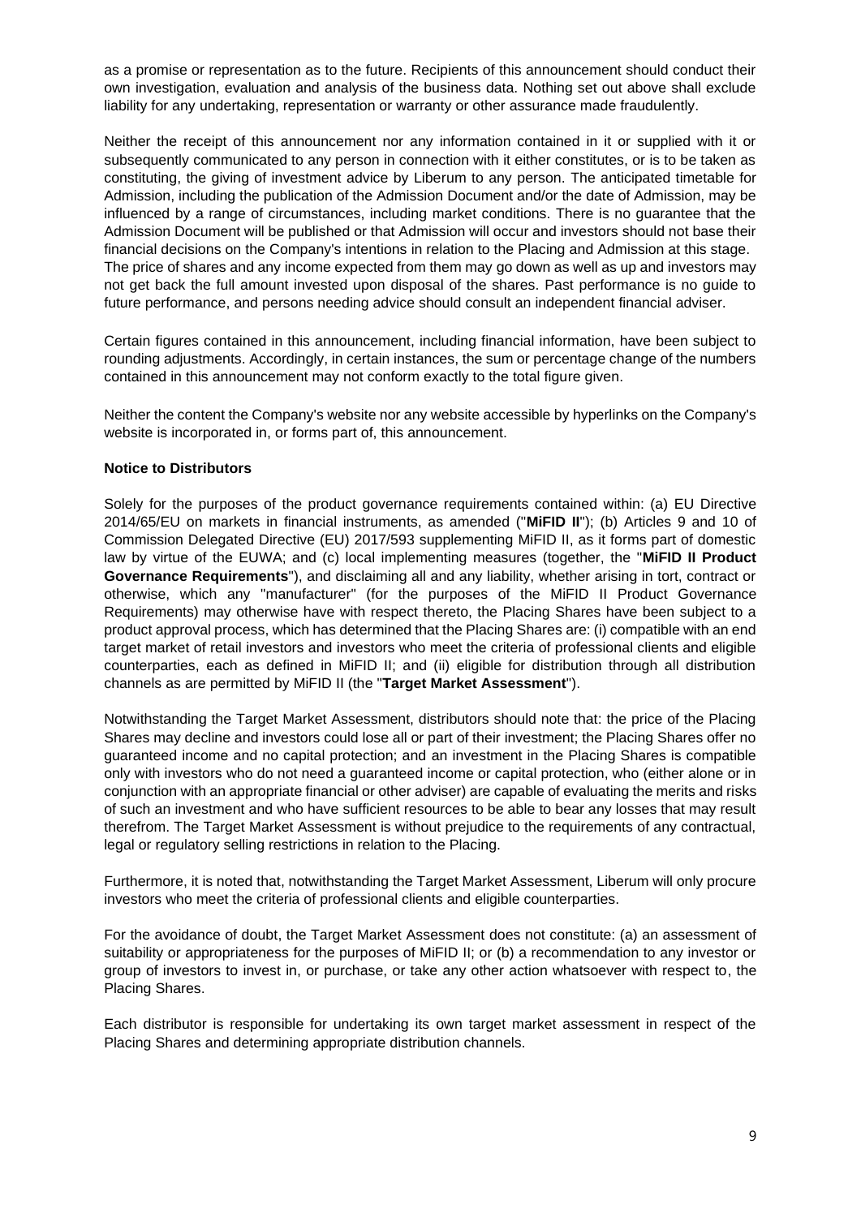as a promise or representation as to the future. Recipients of this announcement should conduct their own investigation, evaluation and analysis of the business data. Nothing set out above shall exclude liability for any undertaking, representation or warranty or other assurance made fraudulently.

Neither the receipt of this announcement nor any information contained in it or supplied with it or subsequently communicated to any person in connection with it either constitutes, or is to be taken as constituting, the giving of investment advice by Liberum to any person. The anticipated timetable for Admission, including the publication of the Admission Document and/or the date of Admission, may be influenced by a range of circumstances, including market conditions. There is no guarantee that the Admission Document will be published or that Admission will occur and investors should not base their financial decisions on the Company's intentions in relation to the Placing and Admission at this stage. The price of shares and any income expected from them may go down as well as up and investors may not get back the full amount invested upon disposal of the shares. Past performance is no guide to future performance, and persons needing advice should consult an independent financial adviser.

Certain figures contained in this announcement, including financial information, have been subject to rounding adjustments. Accordingly, in certain instances, the sum or percentage change of the numbers contained in this announcement may not conform exactly to the total figure given.

Neither the content the Company's website nor any website accessible by hyperlinks on the Company's website is incorporated in, or forms part of, this announcement.

**Notice to Distributors**

Solely for the purposes of the product governance requirements contained within: (a) EU Directive 2014/65/EU on markets in financial instruments, as amended ("**MiFID II**"); (b) Articles 9 and 10 of Commission Delegated Directive (EU) 2017/593 supplementing MiFID II, as it forms part of domestic law by virtue of the EUWA; and (c) local implementing measures (together, the "**MiFID II Product Governance Requirements**"), and disclaiming all and any liability, whether arising in tort, contract or otherwise, which any "manufacturer" (for the purposes of the MiFID II Product Governance Requirements) may otherwise have with respect thereto, the Placing Shares have been subject to a product approval process, which has determined that the Placing Shares are: (i) compatible with an end target market of retail investors and investors who meet the criteria of professional clients and eligible counterparties, each as defined in MiFID II; and (ii) eligible for distribution through all distribution channels as are permitted by MiFID II (the "**Target Market Assessment**").

Notwithstanding the Target Market Assessment, distributors should note that: the price of the Placing Shares may decline and investors could lose all or part of their investment; the Placing Shares offer no guaranteed income and no capital protection; and an investment in the Placing Shares is compatible only with investors who do not need a guaranteed income or capital protection, who (either alone or in conjunction with an appropriate financial or other adviser) are capable of evaluating the merits and risks of such an investment and who have sufficient resources to be able to bear any losses that may result therefrom. The Target Market Assessment is without prejudice to the requirements of any contractual, legal or regulatory selling restrictions in relation to the Placing.

Furthermore, it is noted that, notwithstanding the Target Market Assessment, Liberum will only procure investors who meet the criteria of professional clients and eligible counterparties.

For the avoidance of doubt, the Target Market Assessment does not constitute: (a) an assessment of suitability or appropriateness for the purposes of MiFID II; or (b) a recommendation to any investor or group of investors to invest in, or purchase, or take any other action whatsoever with respect to, the Placing Shares.

Each distributor is responsible for undertaking its own target market assessment in respect of the Placing Shares and determining appropriate distribution channels.